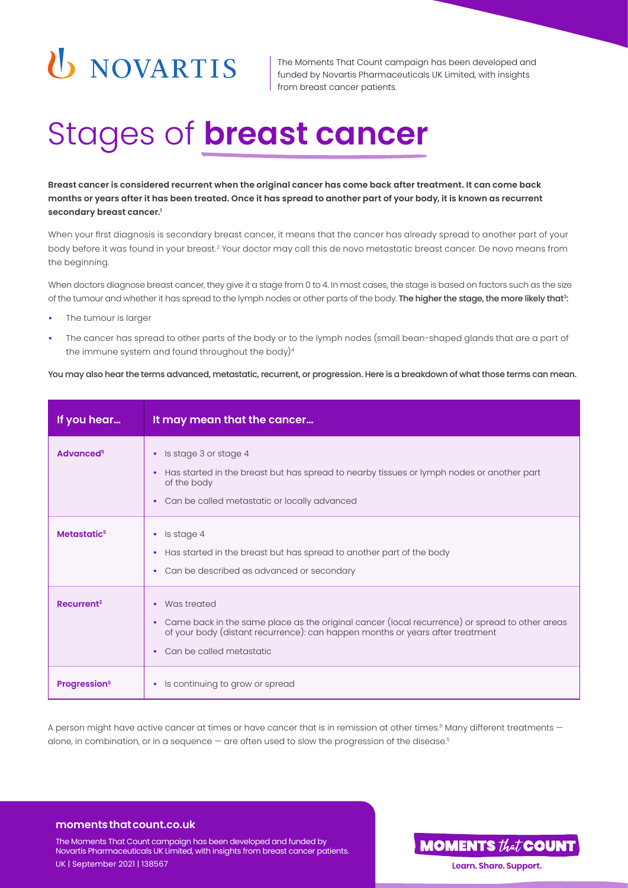NOVARTIS

The Moments That Count campaign has been developed and funded by Novartis Pharmaceuticals UK Limited, with insights from breast cancer patients.

# Stages of **breast cancer**

**Breast cancer is considered recurrent when the original cancer has come back after treatment. It can come back months or years after it has been treated. Once it has spread to another part of your body, it is known as recurrent secondary breast cancer.[1]**

When your first diagnosis is secondary breast cancer, it means that the cancer has already spread to another part of your body before it was found in your breast.[2] Your doctor may call this de novo metastatic breast cancer. De novo means from the beginning.

When doctors diagnose breast cancer, they give it a stage from 0 to 4. In most cases, the stage is based on factors such as the size of the tumour and whether it has spread to the lymph nodes or other parts of the body. **The higher the stage, the more likely that[3]:**

- The tumour is larger
- The cancer has spread to other parts of the body or to the lymph nodes (small bean-shaped glands that are a part of the immune system and found throughout the body)[4]

**You may also hear the terms advanced, metastatic, recurrent, or progression. Here is a breakdown of what those terms can mean.**

| If you hear... | It may mean that the cancer... |
|---|---|
| **Advanced[5]** | • Is stage 3 or stage 4<br>• Has started in the breast but has spread to nearby tissues or lymph nodes or another part of the body<br>• Can be called metastatic or locally advanced |
| **Metastatic[5]** | • Is stage 4<br>• Has started in the breast but has spread to another part of the body<br>• Can be described as advanced or secondary |
| **Recurrent[2]** | • Was treated<br>• Came back in the same place as the original cancer (local recurrence) or spread to other areas of your body (distant recurrence): can happen months or years after treatment<br>• Can be called metastatic |
| **Progression[5]** | • Is continuing to grow or spread |

A person might have active cancer at times or have cancer that is in remission at other times.[6] Many different treatments — alone, in combination, or in a sequence — are often used to slow the progression of the disease.[5]

**momentsthatcount.co.uk**

The Moments That Count campaign has been developed and funded by Novartis Pharmaceuticals UK Limited, with insights from breast cancer patients.

UK | September 2021 | 138567

MOMENTS *that* COUNT

Learn. Share. Support.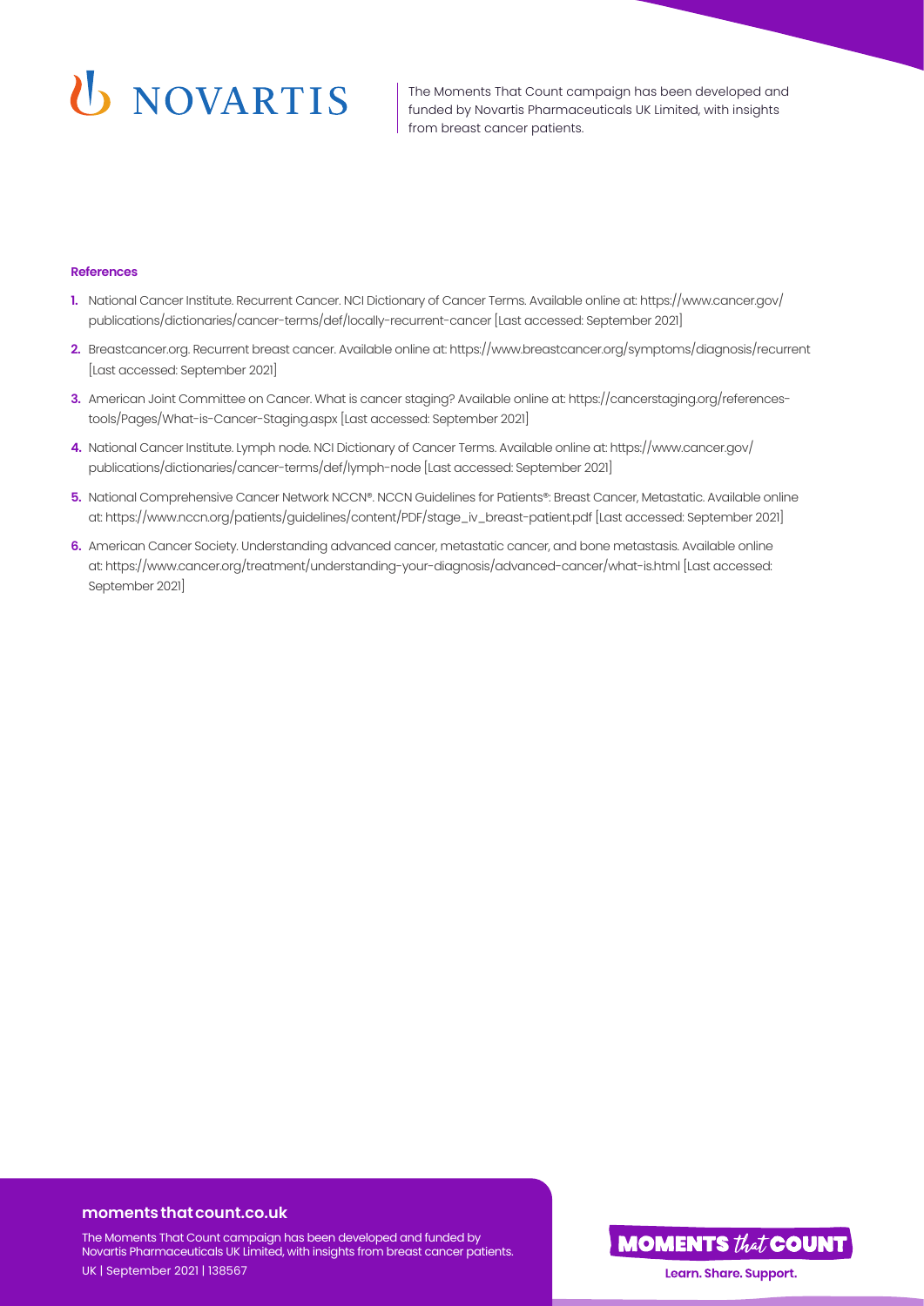The Moments That Count campaign has been developed and funded by Novartis Pharmaceuticals UK Limited, with insights from breast cancer patients.

**References**

1. National Cancer Institute. Recurrent Cancer. NCI Dictionary of Cancer Terms. Available online at: https://www.cancer.gov/publications/dictionaries/cancer-terms/def/locally-recurrent-cancer [Last accessed: September 2021]
2. Breastcancer.org. Recurrent breast cancer. Available online at: https://www.breastcancer.org/symptoms/diagnosis/recurrent [Last accessed: September 2021]
3. American Joint Committee on Cancer. What is cancer staging? Available online at: https://cancerstaging.org/references-tools/Pages/What-is-Cancer-Staging.aspx [Last accessed: September 2021]
4. National Cancer Institute. Lymph node. NCI Dictionary of Cancer Terms. Available online at: https://www.cancer.gov/publications/dictionaries/cancer-terms/def/lymph-node [Last accessed: September 2021]
5. National Comprehensive Cancer Network NCCN®. NCCN Guidelines for Patients®: Breast Cancer, Metastatic. Available online at: https://www.nccn.org/patients/guidelines/content/PDF/stage_iv_breast-patient.pdf [Last accessed: September 2021]
6. American Cancer Society. Understanding advanced cancer, metastatic cancer, and bone metastasis. Available online at: https://www.cancer.org/treatment/understanding-your-diagnosis/advanced-cancer/what-is.html [Last accessed: September 2021]

**momentsthatcount.co.uk**

The Moments That Count campaign has been developed and funded by Novartis Pharmaceuticals UK Limited, with insights from breast cancer patients.

UK | September 2021 | 138567

MOMENTS *that* COUNT

**Learn. Share. Support.**